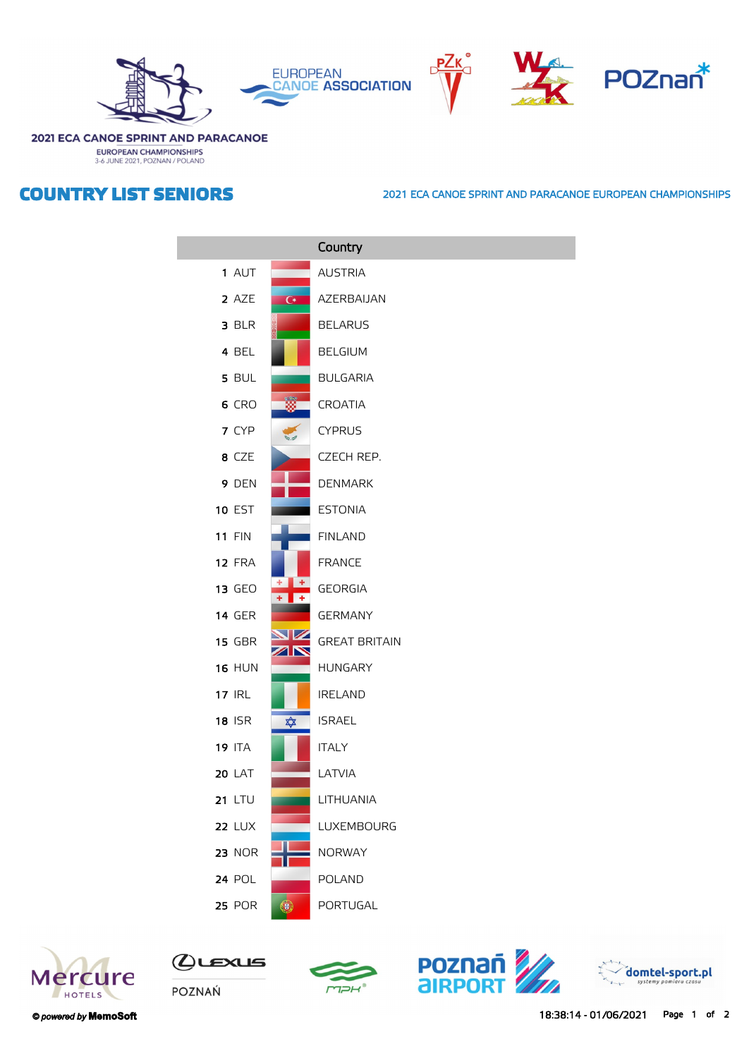2021 ECA CANOE SPRINT AND PARACANOE
EUROPEAN CHAMPIONSHIPS
3-6 JUNE 2021, POZNAN / POLAND

# COUNTRY LIST SENIORS

2021 ECA CANOE SPRINT AND PARACANOE EUROPEAN CHAMPIONSHIPS

| | | Country |
|---|---|---|
| 1 | AUT | AUSTRIA |
| 2 | AZE | AZERBAIJAN |
| 3 | BLR | BELARUS |
| 4 | BEL | BELGIUM |
| 5 | BUL | BULGARIA |
| 6 | CRO | CROATIA |
| 7 | CYP | CYPRUS |
| 8 | CZE | CZECH REP. |
| 9 | DEN | DENMARK |
| 10 | EST | ESTONIA |
| 11 | FIN | FINLAND |
| 12 | FRA | FRANCE |
| 13 | GEO | GEORGIA |
| 14 | GER | GERMANY |
| 15 | GBR | GREAT BRITAIN |
| 16 | HUN | HUNGARY |
| 17 | IRL | IRELAND |
| 18 | ISR | ISRAEL |
| 19 | ITA | ITALY |
| 20 | LAT | LATVIA |
| 21 | LTU | LITHUANIA |
| 22 | LUX | LUXEMBOURG |
| 23 | NOR | NORWAY |
| 24 | POL | POLAND |
| 25 | POR | PORTUGAL |

© powered by MemoSoft

18:38:14 - 01/06/2021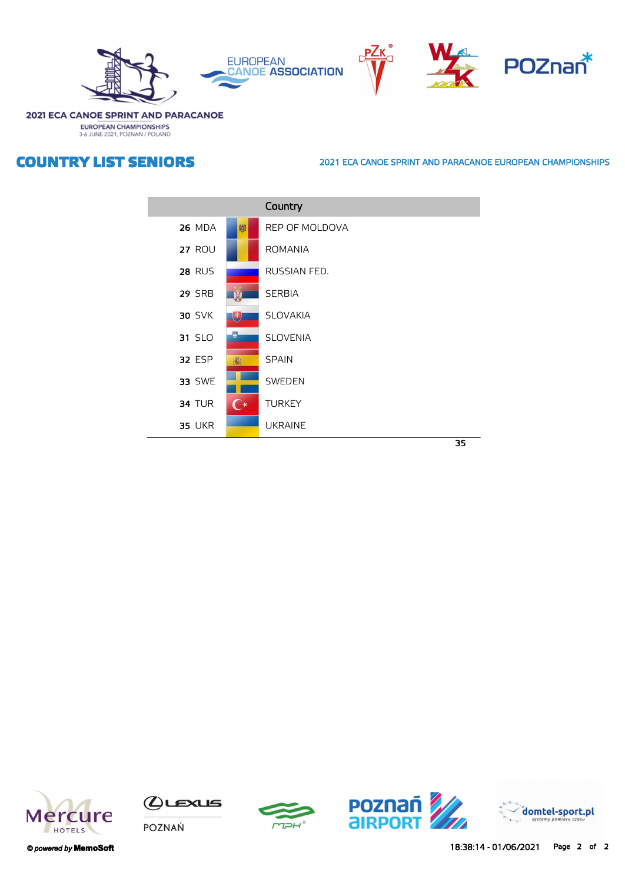## COUNTRY LIST SENIORS

2021 ECA CANOE SPRINT AND PARACANOE EUROPEAN CHAMPIONSHIPS

| | | Country |
|---|---|---|
| 26 | MDA | REP OF MOLDOVA |
| 27 | ROU | ROMANIA |
| 28 | RUS | RUSSIAN FED. |
| 29 | SRB | SERBIA |
| 30 | SVK | SLOVAKIA |
| 31 | SLO | SLOVENIA |
| 32 | ESP | SPAIN |
| 33 | SWE | SWEDEN |
| 34 | TUR | TURKEY |
| 35 | UKR | UKRAINE |

35

© powered by MemoSoft

18:38:14 - 01/06/2021